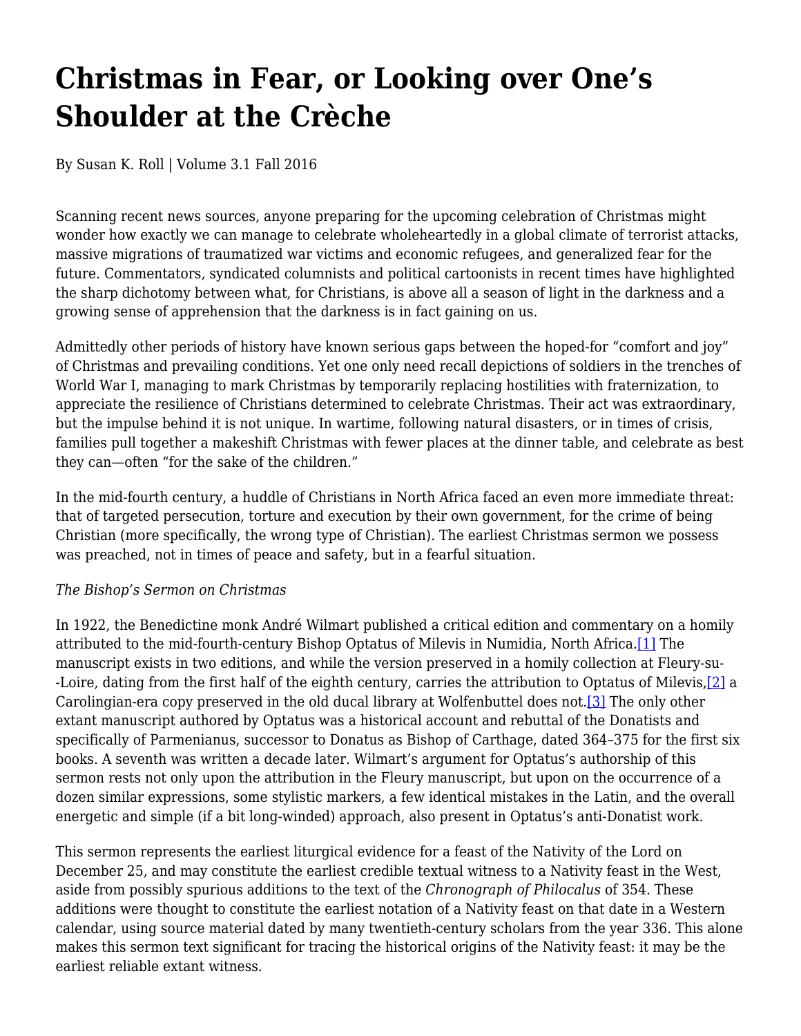# Christmas in Fear, or Looking over One's Shoulder at the Crèche

By Susan K. Roll | Volume 3.1 Fall 2016

Scanning recent news sources, anyone preparing for the upcoming celebration of Christmas might wonder how exactly we can manage to celebrate wholeheartedly in a global climate of terrorist attacks, massive migrations of traumatized war victims and economic refugees, and generalized fear for the future. Commentators, syndicated columnists and political cartoonists in recent times have highlighted the sharp dichotomy between what, for Christians, is above all a season of light in the darkness and a growing sense of apprehension that the darkness is in fact gaining on us.

Admittedly other periods of history have known serious gaps between the hoped-for "comfort and joy" of Christmas and prevailing conditions. Yet one only need recall depictions of soldiers in the trenches of World War I, managing to mark Christmas by temporarily replacing hostilities with fraternization, to appreciate the resilience of Christians determined to celebrate Christmas. Their act was extraordinary, but the impulse behind it is not unique. In wartime, following natural disasters, or in times of crisis, families pull together a makeshift Christmas with fewer places at the dinner table, and celebrate as best they can—often "for the sake of the children."

In the mid-fourth century, a huddle of Christians in North Africa faced an even more immediate threat: that of targeted persecution, torture and execution by their own government, for the crime of being Christian (more specifically, the wrong type of Christian). The earliest Christmas sermon we possess was preached, not in times of peace and safety, but in a fearful situation.

*The Bishop's Sermon on Christmas*

In 1922, the Benedictine monk André Wilmart published a critical edition and commentary on a homily attributed to the mid-fourth-century Bishop Optatus of Milevis in Numidia, North Africa.[1] The manuscript exists in two editions, and while the version preserved in a homily collection at Fleury-su--Loire, dating from the first half of the eighth century, carries the attribution to Optatus of Milevis,[2] a Carolingian-era copy preserved in the old ducal library at Wolfenbuttel does not.[3] The only other extant manuscript authored by Optatus was a historical account and rebuttal of the Donatists and specifically of Parmenianus, successor to Donatus as Bishop of Carthage, dated 364–375 for the first six books. A seventh was written a decade later. Wilmart's argument for Optatus's authorship of this sermon rests not only upon the attribution in the Fleury manuscript, but upon on the occurrence of a dozen similar expressions, some stylistic markers, a few identical mistakes in the Latin, and the overall energetic and simple (if a bit long-winded) approach, also present in Optatus's anti-Donatist work.

This sermon represents the earliest liturgical evidence for a feast of the Nativity of the Lord on December 25, and may constitute the earliest credible textual witness to a Nativity feast in the West, aside from possibly spurious additions to the text of the *Chronograph of Philocalus* of 354. These additions were thought to constitute the earliest notation of a Nativity feast on that date in a Western calendar, using source material dated by many twentieth-century scholars from the year 336. This alone makes this sermon text significant for tracing the historical origins of the Nativity feast: it may be the earliest reliable extant witness.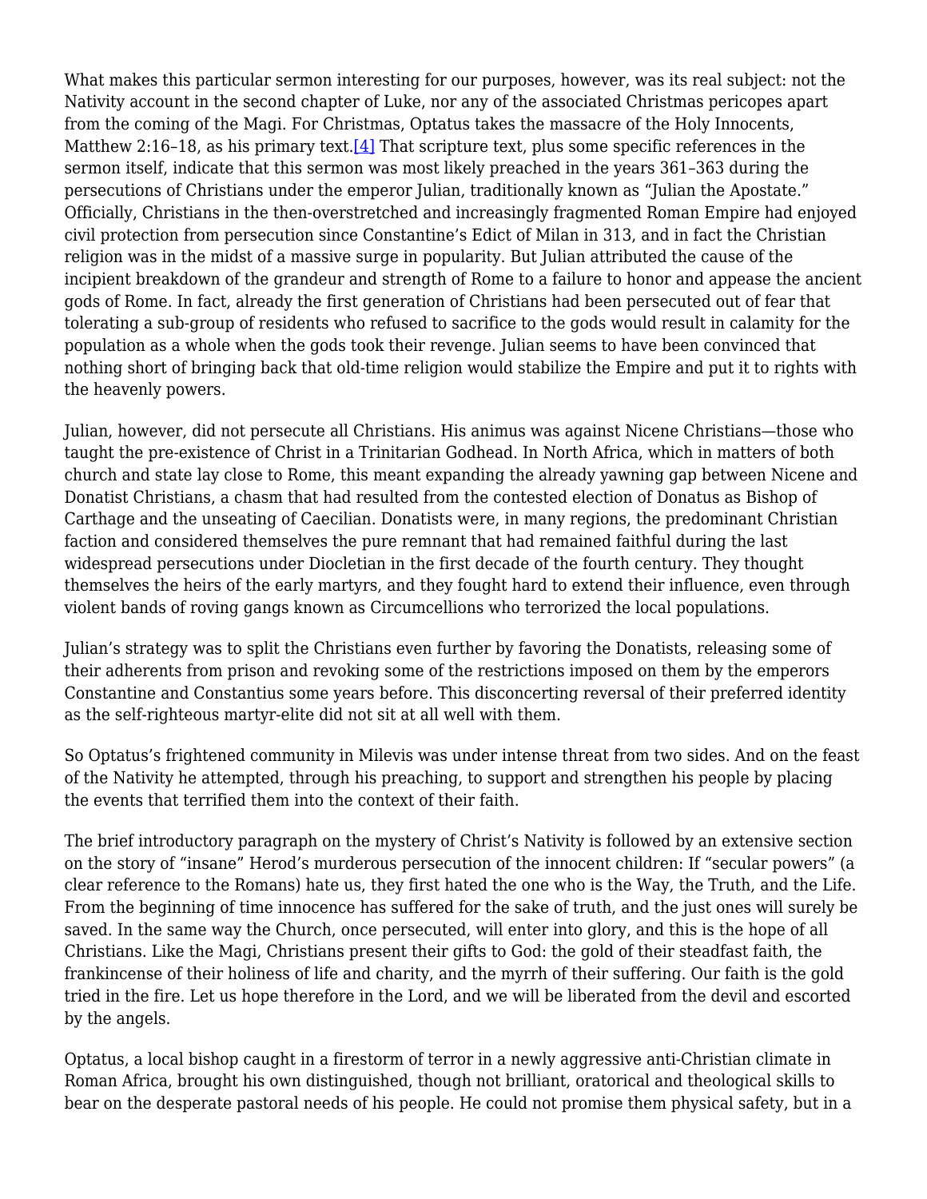What makes this particular sermon interesting for our purposes, however, was its real subject: not the Nativity account in the second chapter of Luke, nor any of the associated Christmas pericopes apart from the coming of the Magi. For Christmas, Optatus takes the massacre of the Holy Innocents, Matthew 2:16–18, as his primary text.[4] That scripture text, plus some specific references in the sermon itself, indicate that this sermon was most likely preached in the years 361–363 during the persecutions of Christians under the emperor Julian, traditionally known as "Julian the Apostate." Officially, Christians in the then-overstretched and increasingly fragmented Roman Empire had enjoyed civil protection from persecution since Constantine's Edict of Milan in 313, and in fact the Christian religion was in the midst of a massive surge in popularity. But Julian attributed the cause of the incipient breakdown of the grandeur and strength of Rome to a failure to honor and appease the ancient gods of Rome. In fact, already the first generation of Christians had been persecuted out of fear that tolerating a sub-group of residents who refused to sacrifice to the gods would result in calamity for the population as a whole when the gods took their revenge. Julian seems to have been convinced that nothing short of bringing back that old-time religion would stabilize the Empire and put it to rights with the heavenly powers.

Julian, however, did not persecute all Christians. His animus was against Nicene Christians—those who taught the pre-existence of Christ in a Trinitarian Godhead. In North Africa, which in matters of both church and state lay close to Rome, this meant expanding the already yawning gap between Nicene and Donatist Christians, a chasm that had resulted from the contested election of Donatus as Bishop of Carthage and the unseating of Caecilian. Donatists were, in many regions, the predominant Christian faction and considered themselves the pure remnant that had remained faithful during the last widespread persecutions under Diocletian in the first decade of the fourth century. They thought themselves the heirs of the early martyrs, and they fought hard to extend their influence, even through violent bands of roving gangs known as Circumcellions who terrorized the local populations.

Julian's strategy was to split the Christians even further by favoring the Donatists, releasing some of their adherents from prison and revoking some of the restrictions imposed on them by the emperors Constantine and Constantius some years before. This disconcerting reversal of their preferred identity as the self-righteous martyr-elite did not sit at all well with them.

So Optatus's frightened community in Milevis was under intense threat from two sides. And on the feast of the Nativity he attempted, through his preaching, to support and strengthen his people by placing the events that terrified them into the context of their faith.

The brief introductory paragraph on the mystery of Christ's Nativity is followed by an extensive section on the story of "insane" Herod's murderous persecution of the innocent children: If "secular powers" (a clear reference to the Romans) hate us, they first hated the one who is the Way, the Truth, and the Life. From the beginning of time innocence has suffered for the sake of truth, and the just ones will surely be saved. In the same way the Church, once persecuted, will enter into glory, and this is the hope of all Christians. Like the Magi, Christians present their gifts to God: the gold of their steadfast faith, the frankincense of their holiness of life and charity, and the myrrh of their suffering. Our faith is the gold tried in the fire. Let us hope therefore in the Lord, and we will be liberated from the devil and escorted by the angels.

Optatus, a local bishop caught in a firestorm of terror in a newly aggressive anti-Christian climate in Roman Africa, brought his own distinguished, though not brilliant, oratorical and theological skills to bear on the desperate pastoral needs of his people. He could not promise them physical safety, but in a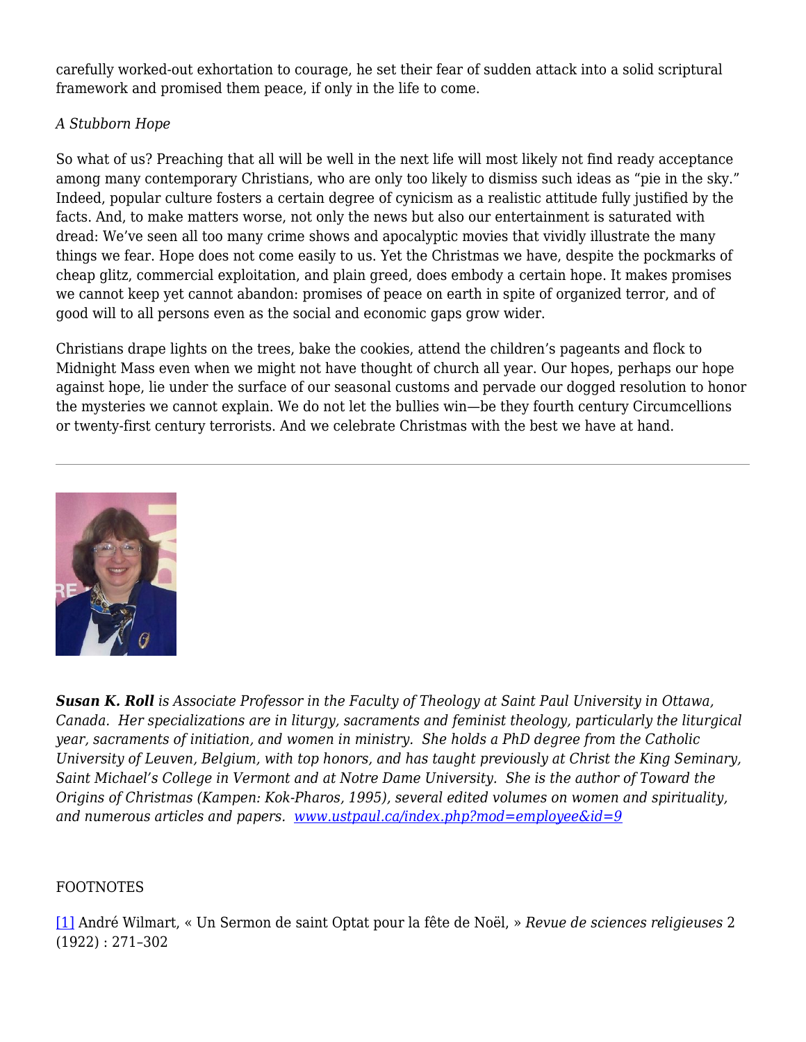carefully worked-out exhortation to courage, he set their fear of sudden attack into a solid scriptural framework and promised them peace, if only in the life to come.

*A Stubborn Hope*

So what of us? Preaching that all will be well in the next life will most likely not find ready acceptance among many contemporary Christians, who are only too likely to dismiss such ideas as "pie in the sky." Indeed, popular culture fosters a certain degree of cynicism as a realistic attitude fully justified by the facts. And, to make matters worse, not only the news but also our entertainment is saturated with dread: We've seen all too many crime shows and apocalyptic movies that vividly illustrate the many things we fear. Hope does not come easily to us. Yet the Christmas we have, despite the pockmarks of cheap glitz, commercial exploitation, and plain greed, does embody a certain hope. It makes promises we cannot keep yet cannot abandon: promises of peace on earth in spite of organized terror, and of good will to all persons even as the social and economic gaps grow wider.

Christians drape lights on the trees, bake the cookies, attend the children's pageants and flock to Midnight Mass even when we might not have thought of church all year. Our hopes, perhaps our hope against hope, lie under the surface of our seasonal customs and pervade our dogged resolution to honor the mysteries we cannot explain. We do not let the bullies win—be they fourth century Circumcellions or twenty-first century terrorists. And we celebrate Christmas with the best we have at hand.

---

***Susan K. Roll*** *is Associate Professor in the Faculty of Theology at Saint Paul University in Ottawa, Canada. Her specializations are in liturgy, sacraments and feminist theology, particularly the liturgical year, sacraments of initiation, and women in ministry. She holds a PhD degree from the Catholic University of Leuven, Belgium, with top honors, and has taught previously at Christ the King Seminary, Saint Michael's College in Vermont and at Notre Dame University. She is the author of Toward the Origins of Christmas (Kampen: Kok-Pharos, 1995), several edited volumes on women and spirituality, and numerous articles and papers.* *[www.ustpaul.ca/index.php?mod=employee&id=9](www.ustpaul.ca/index.php?mod=employee&id=9)*

FOOTNOTES

[1] André Wilmart, « Un Sermon de saint Optat pour la fête de Noël, » *Revue de sciences religieuses* 2 (1922) : 271–302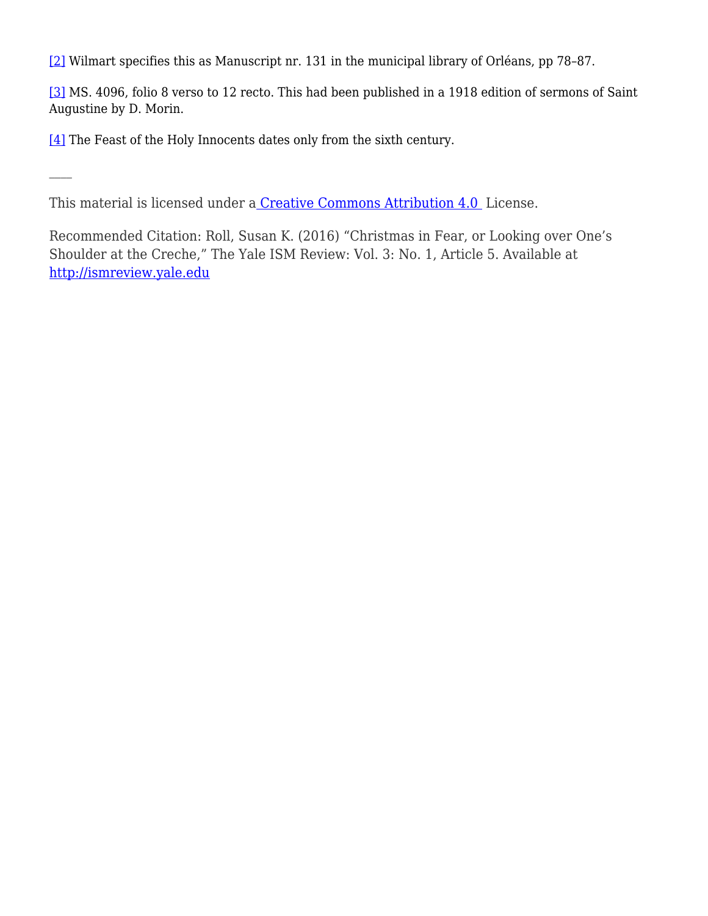[2] Wilmart specifies this as Manuscript nr. 131 in the municipal library of Orléans, pp 78–87.

[3] MS. 4096, folio 8 verso to 12 recto. This had been published in a 1918 edition of sermons of Saint Augustine by D. Morin.

[4] The Feast of the Holy Innocents dates only from the sixth century.

---

This material is licensed under a Creative Commons Attribution 4.0 License.

Recommended Citation: Roll, Susan K. (2016) "Christmas in Fear, or Looking over One's Shoulder at the Creche," The Yale ISM Review: Vol. 3: No. 1, Article 5. Available at http://ismreview.yale.edu